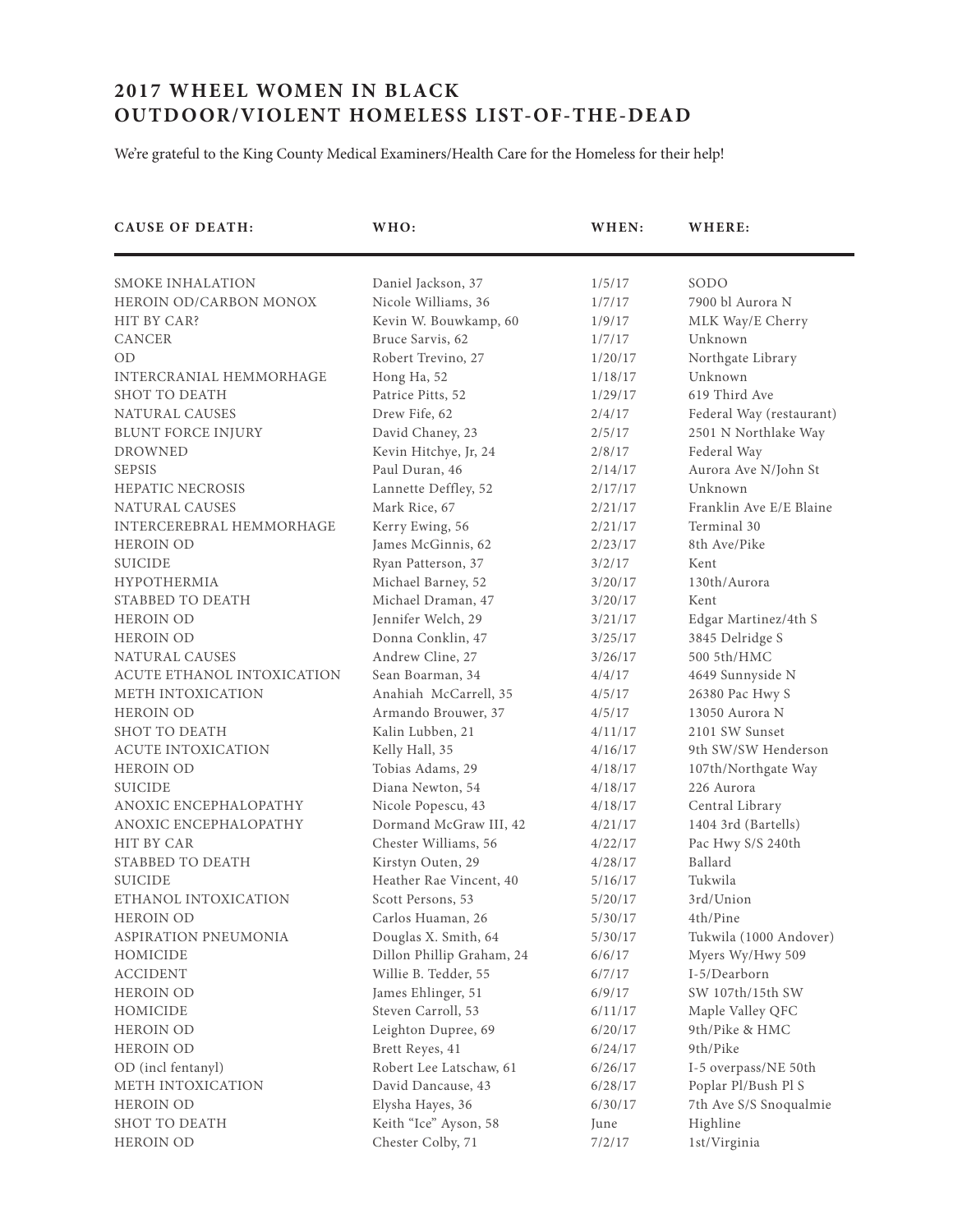# 2017 WHEEL WOMEN IN BLACK OUTDOOR/VIOLENT HOMELESS LIST-OF-THE-DEAD

We're grateful to the King County Medical Examiners/Health Care for the Homeless for their help!

| CAUSE OF DEATH: | WHO: | WHEN: | WHERE: |
|---|---|---|---|
| SMOKE INHALATION | Daniel Jackson, 37 | 1/5/17 | SODO |
| HEROIN OD/CARBON MONOX | Nicole Williams, 36 | 1/7/17 | 7900 bl Aurora N |
| HIT BY CAR? | Kevin W. Bouwkamp, 60 | 1/9/17 | MLK Way/E Cherry |
| CANCER | Bruce Sarvis, 62 | 1/7/17 | Unknown |
| OD | Robert Trevino, 27 | 1/20/17 | Northgate Library |
| INTERCRANIAL HEMMORHAGE | Hong Ha, 52 | 1/18/17 | Unknown |
| SHOT TO DEATH | Patrice Pitts, 52 | 1/29/17 | 619 Third Ave |
| NATURAL CAUSES | Drew Fife, 62 | 2/4/17 | Federal Way (restaurant) |
| BLUNT FORCE INJURY | David Chaney, 23 | 2/5/17 | 2501 N Northlake Way |
| DROWNED | Kevin Hitchye, Jr, 24 | 2/8/17 | Federal Way |
| SEPSIS | Paul Duran, 46 | 2/14/17 | Aurora Ave N/John St |
| HEPATIC NECROSIS | Lannette Deffley, 52 | 2/17/17 | Unknown |
| NATURAL CAUSES | Mark Rice, 67 | 2/21/17 | Franklin Ave E/E Blaine |
| INTERCEREBRAL HEMMORHAGE | Kerry Ewing, 56 | 2/21/17 | Terminal 30 |
| HEROIN OD | James McGinnis, 62 | 2/23/17 | 8th Ave/Pike |
| SUICIDE | Ryan Patterson, 37 | 3/2/17 | Kent |
| HYPOTHERMIA | Michael Barney, 52 | 3/20/17 | 130th/Aurora |
| STABBED TO DEATH | Michael Draman, 47 | 3/20/17 | Kent |
| HEROIN OD | Jennifer Welch, 29 | 3/21/17 | Edgar Martinez/4th S |
| HEROIN OD | Donna Conklin, 47 | 3/25/17 | 3845 Delridge S |
| NATURAL CAUSES | Andrew Cline, 27 | 3/26/17 | 500 5th/HMC |
| ACUTE ETHANOL INTOXICATION | Sean Boarman, 34 | 4/4/17 | 4649 Sunnyside N |
| METH INTOXICATION | Anahiah McCarrell, 35 | 4/5/17 | 26380 Pac Hwy S |
| HEROIN OD | Armando Brouwer, 37 | 4/5/17 | 13050 Aurora N |
| SHOT TO DEATH | Kalin Lubben, 21 | 4/11/17 | 2101 SW Sunset |
| ACUTE INTOXICATION | Kelly Hall, 35 | 4/16/17 | 9th SW/SW Henderson |
| HEROIN OD | Tobias Adams, 29 | 4/18/17 | 107th/Northgate Way |
| SUICIDE | Diana Newton, 54 | 4/18/17 | 226 Aurora |
| ANOXIC ENCEPHALOPATHY | Nicole Popescu, 43 | 4/18/17 | Central Library |
| ANOXIC ENCEPHALOPATHY | Dormand McGraw III, 42 | 4/21/17 | 1404 3rd (Bartells) |
| HIT BY CAR | Chester Williams, 56 | 4/22/17 | Pac Hwy S/S 240th |
| STABBED TO DEATH | Kirstyn Outen, 29 | 4/28/17 | Ballard |
| SUICIDE | Heather Rae Vincent, 40 | 5/16/17 | Tukwila |
| ETHANOL INTOXICATION | Scott Persons, 53 | 5/20/17 | 3rd/Union |
| HEROIN OD | Carlos Huaman, 26 | 5/30/17 | 4th/Pine |
| ASPIRATION PNEUMONIA | Douglas X. Smith, 64 | 5/30/17 | Tukwila (1000 Andover) |
| HOMICIDE | Dillon Phillip Graham, 24 | 6/6/17 | Myers Wy/Hwy 509 |
| ACCIDENT | Willie B. Tedder, 55 | 6/7/17 | I-5/Dearborn |
| HEROIN OD | James Ehlinger, 51 | 6/9/17 | SW 107th/15th SW |
| HOMICIDE | Steven Carroll, 53 | 6/11/17 | Maple Valley QFC |
| HEROIN OD | Leighton Dupree, 69 | 6/20/17 | 9th/Pike & HMC |
| HEROIN OD | Brett Reyes, 41 | 6/24/17 | 9th/Pike |
| OD (incl fentanyl) | Robert Lee Latschaw, 61 | 6/26/17 | I-5 overpass/NE 50th |
| METH INTOXICATION | David Dancause, 43 | 6/28/17 | Poplar Pl/Bush Pl S |
| HEROIN OD | Elysha Hayes, 36 | 6/30/17 | 7th Ave S/S Snoqualmie |
| SHOT TO DEATH | Keith "Ice" Ayson, 58 | June | Highline |
| HEROIN OD | Chester Colby, 71 | 7/2/17 | 1st/Virginia |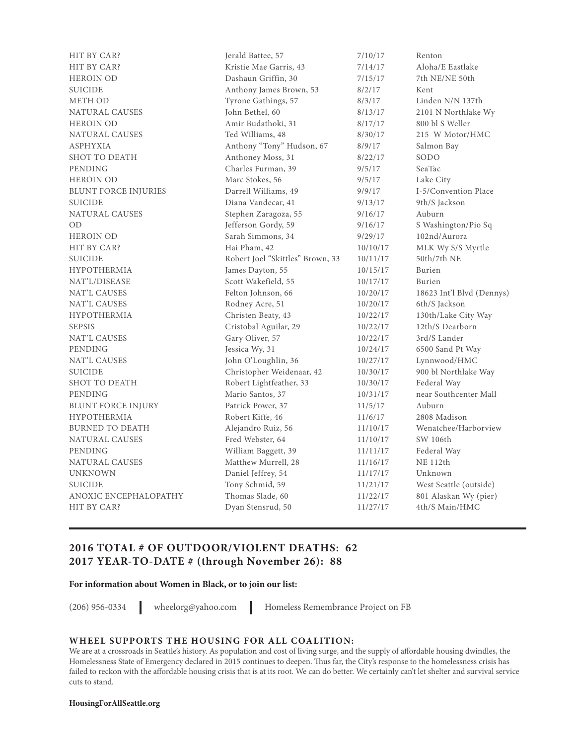| | | | |
|---|---|---|---|
| HIT BY CAR? | Jerald Battee, 57 | 7/10/17 | Renton |
| HIT BY CAR? | Kristie Mae Garris, 43 | 7/14/17 | Aloha/E Eastlake |
| HEROIN OD | Dashaun Griffin, 30 | 7/15/17 | 7th NE/NE 50th |
| SUICIDE | Anthony James Brown, 53 | 8/2/17 | Kent |
| METH OD | Tyrone Gathings, 57 | 8/3/17 | Linden N/N 137th |
| NATURAL CAUSES | John Bethel, 60 | 8/13/17 | 2101 N Northlake Wy |
| HEROIN OD | Amir Budathoki, 31 | 8/17/17 | 800 bl S Weller |
| NATURAL CAUSES | Ted Williams, 48 | 8/30/17 | 215 W Motor/HMC |
| ASPHYXIA | Anthony "Tony" Hudson, 67 | 8/9/17 | Salmon Bay |
| SHOT TO DEATH | Anthoney Moss, 31 | 8/22/17 | SODO |
| PENDING | Charles Furman, 39 | 9/5/17 | SeaTac |
| HEROIN OD | Marc Stokes, 56 | 9/5/17 | Lake City |
| BLUNT FORCE INJURIES | Darrell Williams, 49 | 9/9/17 | I-5/Convention Place |
| SUICIDE | Diana Vandecar, 41 | 9/13/17 | 9th/S Jackson |
| NATURAL CAUSES | Stephen Zaragoza, 55 | 9/16/17 | Auburn |
| OD | Jefferson Gordy, 59 | 9/16/17 | S Washington/Pio Sq |
| HEROIN OD | Sarah Simmons, 34 | 9/29/17 | 102nd/Aurora |
| HIT BY CAR? | Hai Pham, 42 | 10/10/17 | MLK Wy S/S Myrtle |
| SUICIDE | Robert Joel "Skittles" Brown, 33 | 10/11/17 | 50th/7th NE |
| HYPOTHERMIA | James Dayton, 55 | 10/15/17 | Burien |
| NAT'L/DISEASE | Scott Wakefield, 55 | 10/17/17 | Burien |
| NAT'L CAUSES | Felton Johnson, 66 | 10/20/17 | 18623 Int'l Blvd (Dennys) |
| NAT'L CAUSES | Rodney Acre, 51 | 10/20/17 | 6th/S Jackson |
| HYPOTHERMIA | Christen Beaty, 43 | 10/22/17 | 130th/Lake City Way |
| SEPSIS | Cristobal Aguilar, 29 | 10/22/17 | 12th/S Dearborn |
| NAT'L CAUSES | Gary Oliver, 57 | 10/22/17 | 3rd/S Lander |
| PENDING | Jessica Wy, 31 | 10/24/17 | 6500 Sand Pt Way |
| NAT'L CAUSES | John O'Loughlin, 36 | 10/27/17 | Lynnwood/HMC |
| SUICIDE | Christopher Weidenaar, 42 | 10/30/17 | 900 bl Northlake Way |
| SHOT TO DEATH | Robert Lightfeather, 33 | 10/30/17 | Federal Way |
| PENDING | Mario Santos, 37 | 10/31/17 | near Southcenter Mall |
| BLUNT FORCE INJURY | Patrick Power, 37 | 11/5/17 | Auburn |
| HYPOTHERMIA | Robert Kiffe, 46 | 11/6/17 | 2808 Madison |
| BURNED TO DEATH | Alejandro Ruiz, 56 | 11/10/17 | Wenatchee/Harborview |
| NATURAL CAUSES | Fred Webster, 64 | 11/10/17 | SW 106th |
| PENDING | William Baggett, 39 | 11/11/17 | Federal Way |
| NATURAL CAUSES | Matthew Murrell, 28 | 11/16/17 | NE 112th |
| UNKNOWN | Daniel Jeffrey, 54 | 11/17/17 | Unknown |
| SUICIDE | Tony Schmid, 59 | 11/21/17 | West Seattle (outside) |
| ANOXIC ENCEPHALOPATHY | Thomas Slade, 60 | 11/22/17 | 801 Alaskan Wy (pier) |
| HIT BY CAR? | Dyan Stensrud, 50 | 11/27/17 | 4th/S Main/HMC |

## 2016 TOTAL # OF OUTDOOR/VIOLENT DEATHS: 62
## 2017 YEAR-TO-DATE # (through November 26): 88

**For information about Women in Black, or to join our list:**

(206) 956-0334 | wheelorg@yahoo.com | Homeless Remembrance Project on FB

### WHEEL SUPPORTS THE HOUSING FOR ALL COALITION:

We are at a crossroads in Seattle's history. As population and cost of living surge, and the supply of affordable housing dwindles, the Homelessness State of Emergency declared in 2015 continues to deepen. Thus far, the City's response to the homelessness crisis has failed to reckon with the affordable housing crisis that is at its root. We can do better. We certainly can't let shelter and survival service cuts to stand.

**HousingForAllSeattle.org**